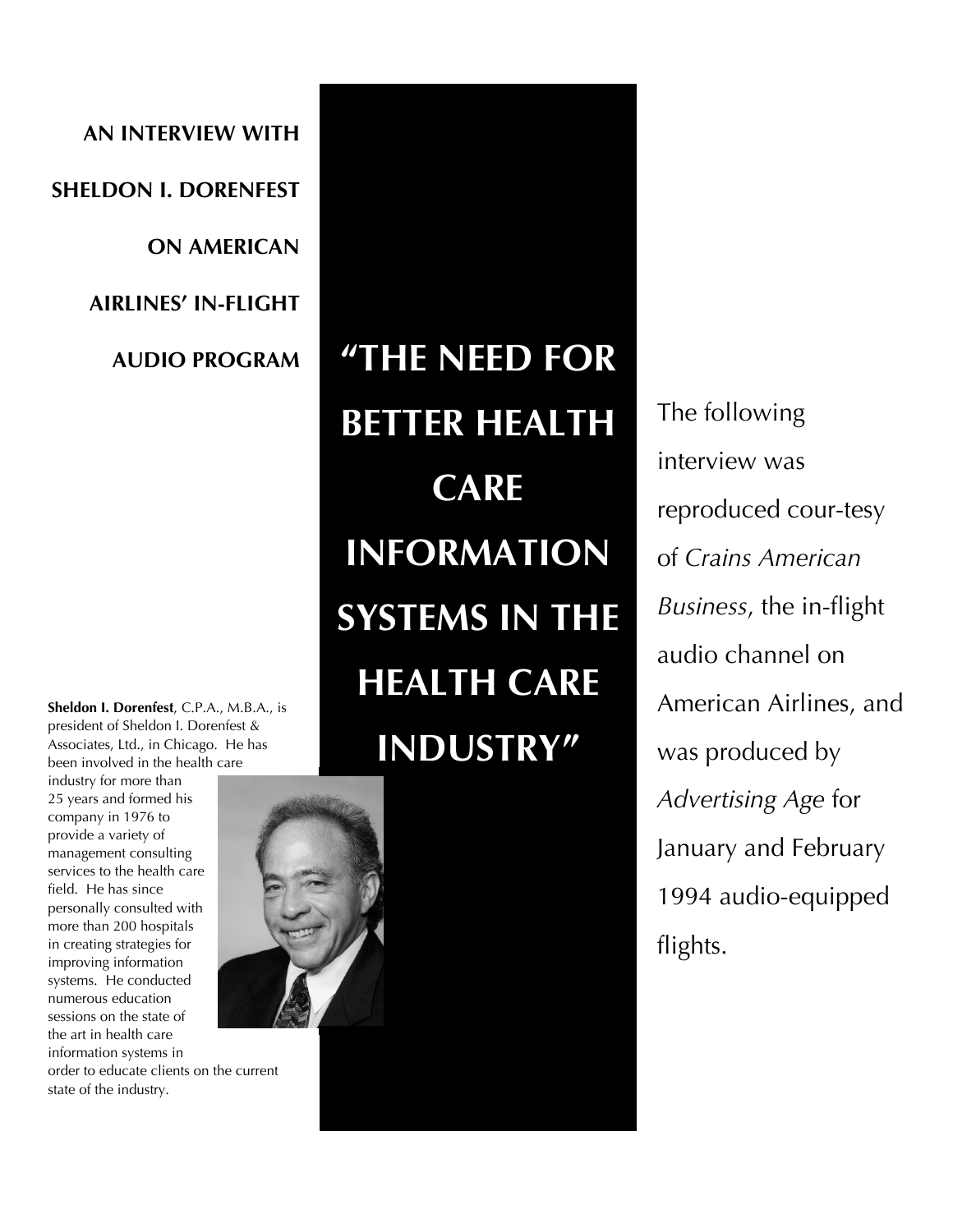**AN INTERVIEW WITH SHELDON I. DORENFEST ON AMERICAN AIRLINES' IN-FLIGHT AUDIO PROGRAM**

# "THE NEED FOR BETTER HEALTH CARE INFORMATION SYSTEMS IN THE HEALTH CARE INDUSTRY"

The following interview was reproduced cour-tesy of *Crains American Business*, the in-flight audio channel on American Airlines, and was produced by *Advertising Age* for January and February 1994 audio-equipped flights.

**Sheldon I. Dorenfest**, C.P.A., M.B.A., is president of Sheldon I. Dorenfest & Associates, Ltd., in Chicago. He has been involved in the health care industry for more than 25 years and formed his company in 1976 to provide a variety of management consulting services to the health care field. He has since personally consulted with more than 200 hospitals in creating strategies for improving information systems. He conducted numerous education sessions on the state of the art in health care information systems in order to educate clients on the current state of the industry.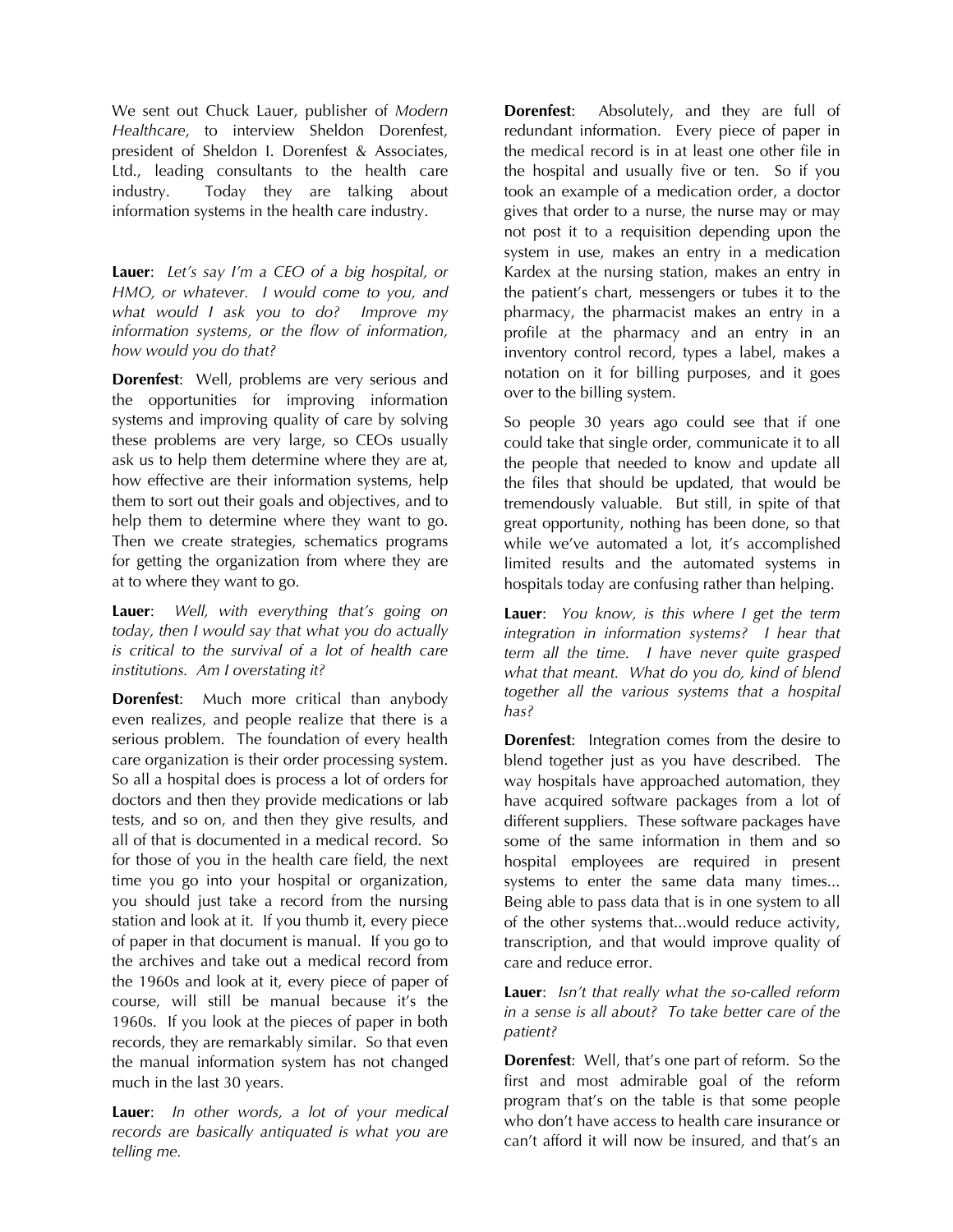We sent out Chuck Lauer, publisher of *Modern Healthcare*, to interview Sheldon Dorenfest, president of Sheldon I. Dorenfest & Associates, Ltd., leading consultants to the health care industry. Today they are talking about information systems in the health care industry.

**Lauer**: *Let's say I'm a CEO of a big hospital, or HMO, or whatever. I would come to you, and what would I ask you to do? Improve my information systems, or the flow of information, how would you do that?*

**Dorenfest**: Well, problems are very serious and the opportunities for improving information systems and improving quality of care by solving these problems are very large, so CEOs usually ask us to help them determine where they are at, how effective are their information systems, help them to sort out their goals and objectives, and to help them to determine where they want to go. Then we create strategies, schematics programs for getting the organization from where they are at to where they want to go.

**Lauer**: *Well, with everything that's going on today, then I would say that what you do actually is critical to the survival of a lot of health care institutions. Am I overstating it?*

**Dorenfest**: Much more critical than anybody even realizes, and people realize that there is a serious problem. The foundation of every health care organization is their order processing system. So all a hospital does is process a lot of orders for doctors and then they provide medications or lab tests, and so on, and then they give results, and all of that is documented in a medical record. So for those of you in the health care field, the next time you go into your hospital or organization, you should just take a record from the nursing station and look at it. If you thumb it, every piece of paper in that document is manual. If you go to the archives and take out a medical record from the 1960s and look at it, every piece of paper of course, will still be manual because it's the 1960s. If you look at the pieces of paper in both records, they are remarkably similar. So that even the manual information system has not changed much in the last 30 years.

**Lauer**: *In other words, a lot of your medical records are basically antiquated is what you are telling me.*

**Dorenfest**: Absolutely, and they are full of redundant information. Every piece of paper in the medical record is in at least one other file in the hospital and usually five or ten. So if you took an example of a medication order, a doctor gives that order to a nurse, the nurse may or may not post it to a requisition depending upon the system in use, makes an entry in a medication Kardex at the nursing station, makes an entry in the patient's chart, messengers or tubes it to the pharmacy, the pharmacist makes an entry in a profile at the pharmacy and an entry in an inventory control record, types a label, makes a notation on it for billing purposes, and it goes over to the billing system.

So people 30 years ago could see that if one could take that single order, communicate it to all the people that needed to know and update all the files that should be updated, that would be tremendously valuable. But still, in spite of that great opportunity, nothing has been done, so that while we've automated a lot, it's accomplished limited results and the automated systems in hospitals today are confusing rather than helping.

**Lauer**: *You know, is this where I get the term integration in information systems? I hear that term all the time. I have never quite grasped what that meant. What do you do, kind of blend together all the various systems that a hospital has?*

**Dorenfest**: Integration comes from the desire to blend together just as you have described. The way hospitals have approached automation, they have acquired software packages from a lot of different suppliers. These software packages have some of the same information in them and so hospital employees are required in present systems to enter the same data many times... Being able to pass data that is in one system to all of the other systems that...would reduce activity, transcription, and that would improve quality of care and reduce error.

**Lauer**: *Isn't that really what the so-called reform in a sense is all about? To take better care of the patient?*

**Dorenfest**: Well, that's one part of reform. So the first and most admirable goal of the reform program that's on the table is that some people who don't have access to health care insurance or can't afford it will now be insured, and that's an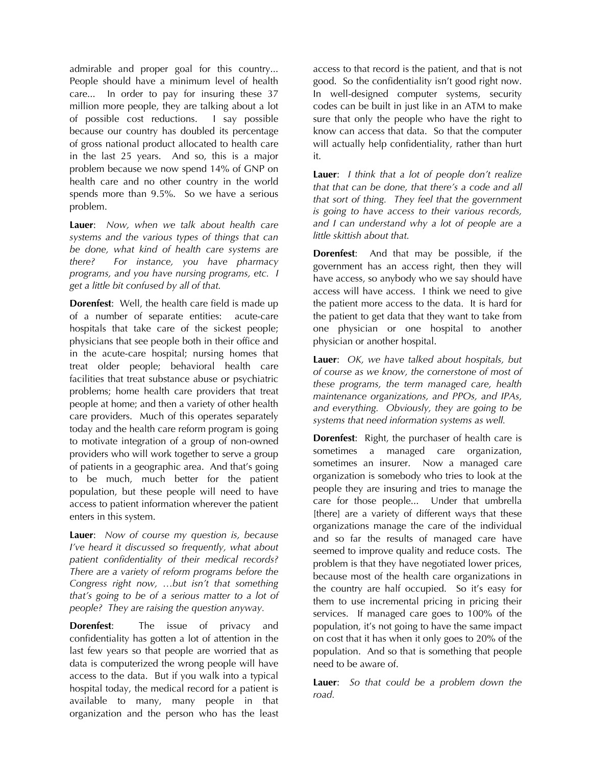admirable and proper goal for this country... People should have a minimum level of health care... In order to pay for insuring these 37 million more people, they are talking about a lot of possible cost reductions. I say possible because our country has doubled its percentage of gross national product allocated to health care in the last 25 years. And so, this is a major problem because we now spend 14% of GNP on health care and no other country in the world spends more than 9.5%. So we have a serious problem.

**Lauer**: *Now, when we talk about health care systems and the various types of things that can be done, what kind of health care systems are there? For instance, you have pharmacy programs, and you have nursing programs, etc. I get a little bit confused by all of that.*

**Dorenfest**: Well, the health care field is made up of a number of separate entities: acute-care hospitals that take care of the sickest people; physicians that see people both in their office and in the acute-care hospital; nursing homes that treat older people; behavioral health care facilities that treat substance abuse or psychiatric problems; home health care providers that treat people at home; and then a variety of other health care providers. Much of this operates separately today and the health care reform program is going to motivate integration of a group of non-owned providers who will work together to serve a group of patients in a geographic area. And that's going to be much, much better for the patient population, but these people will need to have access to patient information wherever the patient enters in this system.

**Lauer**: *Now of course my question is, because I've heard it discussed so frequently, what about patient confidentiality of their medical records? There are a variety of reform programs before the Congress right now, …but isn't that something that's going to be of a serious matter to a lot of people? They are raising the question anyway.*

**Dorenfest**: The issue of privacy and confidentiality has gotten a lot of attention in the last few years so that people are worried that as data is computerized the wrong people will have access to the data. But if you walk into a typical hospital today, the medical record for a patient is available to many, many people in that organization and the person who has the least access to that record is the patient, and that is not good. So the confidentiality isn't good right now. In well-designed computer systems, security codes can be built in just like in an ATM to make sure that only the people who have the right to know can access that data. So that the computer will actually help confidentiality, rather than hurt it.

**Lauer**: *I think that a lot of people don't realize that that can be done, that there's a code and all that sort of thing. They feel that the government is going to have access to their various records, and I can understand why a lot of people are a little skittish about that.*

**Dorenfest**: And that may be possible, if the government has an access right, then they will have access, so anybody who we say should have access will have access. I think we need to give the patient more access to the data. It is hard for the patient to get data that they want to take from one physician or one hospital to another physician or another hospital.

**Lauer**: *OK, we have talked about hospitals, but of course as we know, the cornerstone of most of these programs, the term managed care, health maintenance organizations, and PPOs, and IPAs, and everything. Obviously, they are going to be systems that need information systems as well.*

**Dorenfest**: Right, the purchaser of health care is sometimes a managed care organization, sometimes an insurer. Now a managed care organization is somebody who tries to look at the people they are insuring and tries to manage the care for those people... Under that umbrella [there] are a variety of different ways that these organizations manage the care of the individual and so far the results of managed care have seemed to improve quality and reduce costs. The problem is that they have negotiated lower prices, because most of the health care organizations in the country are half occupied. So it's easy for them to use incremental pricing in pricing their services. If managed care goes to 100% of the population, it's not going to have the same impact on cost that it has when it only goes to 20% of the population. And so that is something that people need to be aware of.

**Lauer**: *So that could be a problem down the road.*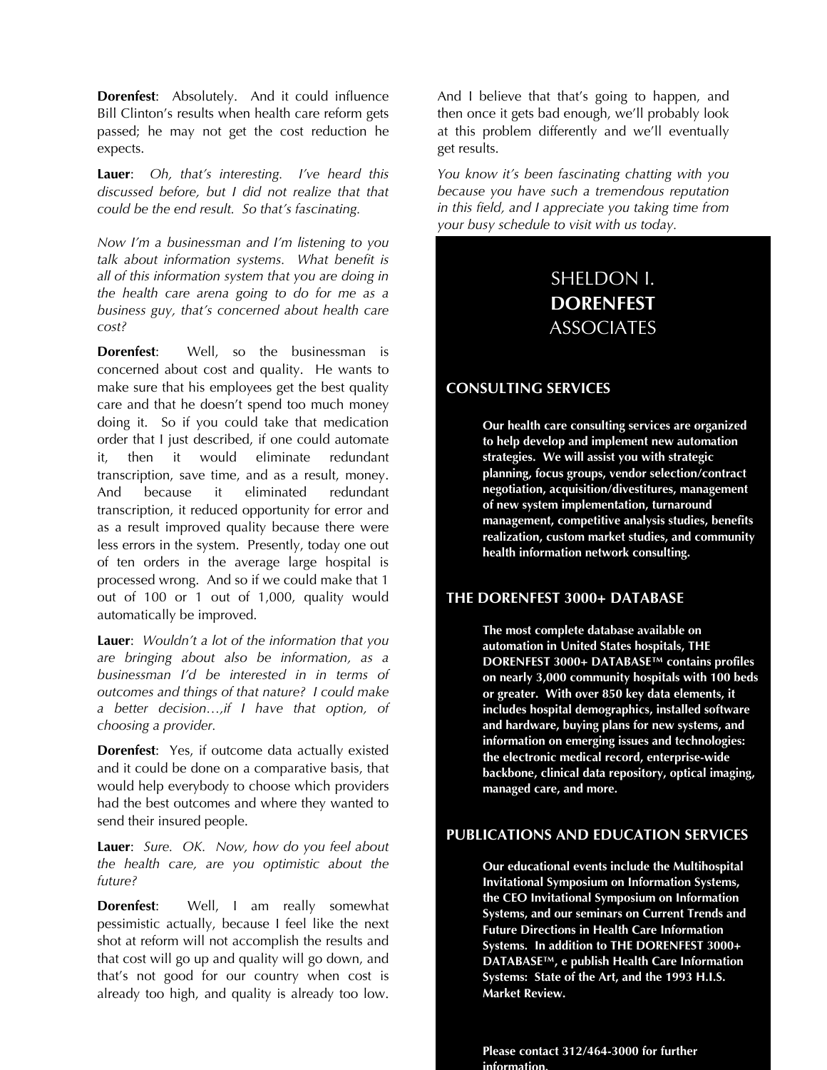**Dorenfest**: Absolutely. And it could influence Bill Clinton's results when health care reform gets passed; he may not get the cost reduction he expects.

**Lauer**: *Oh, that's interesting. I've heard this discussed before, but I did not realize that that could be the end result. So that's fascinating.*

*Now I'm a businessman and I'm listening to you talk about information systems. What benefit is all of this information system that you are doing in the health care arena going to do for me as a business guy, that's concerned about health care cost?*

**Dorenfest**: Well, so the businessman is concerned about cost and quality. He wants to make sure that his employees get the best quality care and that he doesn't spend too much money doing it. So if you could take that medication order that I just described, if one could automate it, then it would eliminate redundant transcription, save time, and as a result, money. And because it eliminated redundant transcription, it reduced opportunity for error and as a result improved quality because there were less errors in the system. Presently, today one out of ten orders in the average large hospital is processed wrong. And so if we could make that 1 out of 100 or 1 out of 1,000, quality would automatically be improved.

**Lauer**: *Wouldn't a lot of the information that you are bringing about also be information, as a businessman I'd be interested in in terms of outcomes and things of that nature? I could make a better decision…,if I have that option, of choosing a provider.*

**Dorenfest**: Yes, if outcome data actually existed and it could be done on a comparative basis, that would help everybody to choose which providers had the best outcomes and where they wanted to send their insured people.

**Lauer**: *Sure. OK. Now, how do you feel about the health care, are you optimistic about the future?*

**Dorenfest**: Well, I am really somewhat pessimistic actually, because I feel like the next shot at reform will not accomplish the results and that cost will go up and quality will go down, and that's not good for our country when cost is already too high, and quality is already too low. And I believe that that's going to happen, and then once it gets bad enough, we'll probably look at this problem differently and we'll eventually get results.

*You know it's been fascinating chatting with you because you have such a tremendous reputation in this field, and I appreciate you taking time from your busy schedule to visit with us today.*

## SHELDON I. **DORENFEST** ASSOCIATES

### CONSULTING SERVICES

**Our health care consulting services are organized to help develop and implement new automation strategies. We will assist you with strategic planning, focus groups, vendor selection/contract negotiation, acquisition/divestitures, management of new system implementation, turnaround management, competitive analysis studies, benefits realization, custom market studies, and community health information network consulting.**

### THE DORENFEST 3000+ DATABASE

**The most complete database available on automation in United States hospitals, THE DORENFEST 3000+ DATABASE™ contains profiles on nearly 3,000 community hospitals with 100 beds or greater. With over 850 key data elements, it includes hospital demographics, installed software and hardware, buying plans for new systems, and information on emerging issues and technologies: the electronic medical record, enterprise-wide backbone, clinical data repository, optical imaging, managed care, and more.**

### PUBLICATIONS AND EDUCATION SERVICES

**Our educational events include the Multihospital Invitational Symposium on Information Systems, the CEO Invitational Symposium on Information Systems, and our seminars on Current Trends and Future Directions in Health Care Information Systems. In addition to THE DORENFEST 3000+ DATABASE™, e publish Health Care Information Systems: State of the Art, and the 1993 H.I.S. Market Review.**

**Please contact 312/464-3000 for further information.**